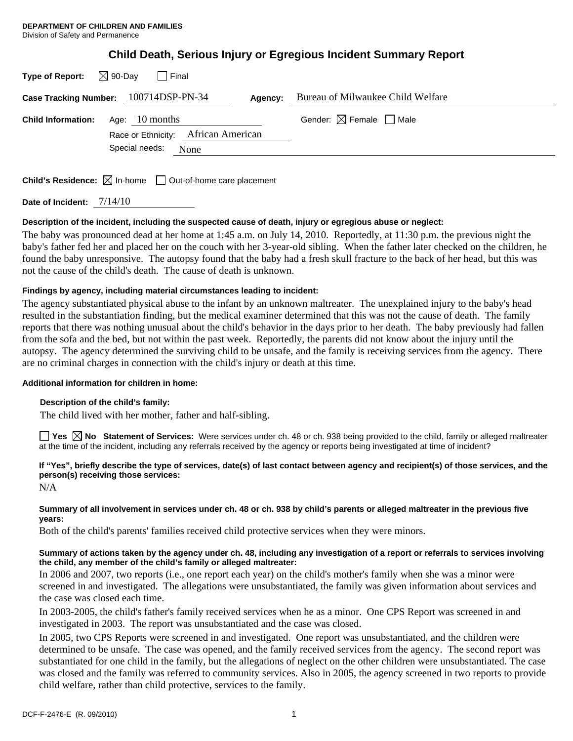**DEPARTMENT OF CHILDREN AND FAMILIES**
Division of Safety and Permanence

# Child Death, Serious Injury or Egregious Incident Summary Report

**Type of Report:** ☒ 90-Day ☐ Final

**Case Tracking Number:** 100714DSP-PN-34 **Agency:** Bureau of Milwaukee Child Welfare

**Child Information:** Age: 10 months Gender: ☒ Female ☐ Male

Race or Ethnicity: African American

Special needs: None

**Child's Residence:** ☒ In-home ☐ Out-of-home care placement

**Date of Incident:** 7/14/10

**Description of the incident, including the suspected cause of death, injury or egregious abuse or neglect:**

The baby was pronounced dead at her home at 1:45 a.m. on July 14, 2010. Reportedly, at 11:30 p.m. the previous night the baby's father fed her and placed her on the couch with her 3-year-old sibling. When the father later checked on the children, he found the baby unresponsive. The autopsy found that the baby had a fresh skull fracture to the back of her head, but this was not the cause of the child's death. The cause of death is unknown.

**Findings by agency, including material circumstances leading to incident:**

The agency substantiated physical abuse to the infant by an unknown maltreater. The unexplained injury to the baby's head resulted in the substantiation finding, but the medical examiner determined that this was not the cause of death. The family reports that there was nothing unusual about the child's behavior in the days prior to her death. The baby previously had fallen from the sofa and the bed, but not within the past week. Reportedly, the parents did not know about the injury until the autopsy. The agency determined the surviving child to be unsafe, and the family is receiving services from the agency. There are no criminal charges in connection with the child's injury or death at this time.

**Additional information for children in home:**

**Description of the child's family:**

The child lived with her mother, father and half-sibling.

☐ **Yes** ☒ **No** **Statement of Services:** Were services under ch. 48 or ch. 938 being provided to the child, family or alleged maltreater at the time of the incident, including any referrals received by the agency or reports being investigated at time of incident?

**If "Yes", briefly describe the type of services, date(s) of last contact between agency and recipient(s) of those services, and the person(s) receiving those services:**

N/A

**Summary of all involvement in services under ch. 48 or ch. 938 by child's parents or alleged maltreater in the previous five years:**

Both of the child's parents' families received child protective services when they were minors.

**Summary of actions taken by the agency under ch. 48, including any investigation of a report or referrals to services involving the child, any member of the child's family or alleged maltreater:**

In 2006 and 2007, two reports (i.e., one report each year) on the child's mother's family when she was a minor were screened in and investigated. The allegations were unsubstantiated, the family was given information about services and the case was closed each time.

In 2003-2005, the child's father's family received services when he as a minor. One CPS Report was screened in and investigated in 2003. The report was unsubstantiated and the case was closed.

In 2005, two CPS Reports were screened in and investigated. One report was unsubstantiated, and the children were determined to be unsafe. The case was opened, and the family received services from the agency. The second report was substantiated for one child in the family, but the allegations of neglect on the other children were unsubstantiated. The case was closed and the family was referred to community services. Also in 2005, the agency screened in two reports to provide child welfare, rather than child protective, services to the family.

DCF-F-2476-E (R. 09/2010)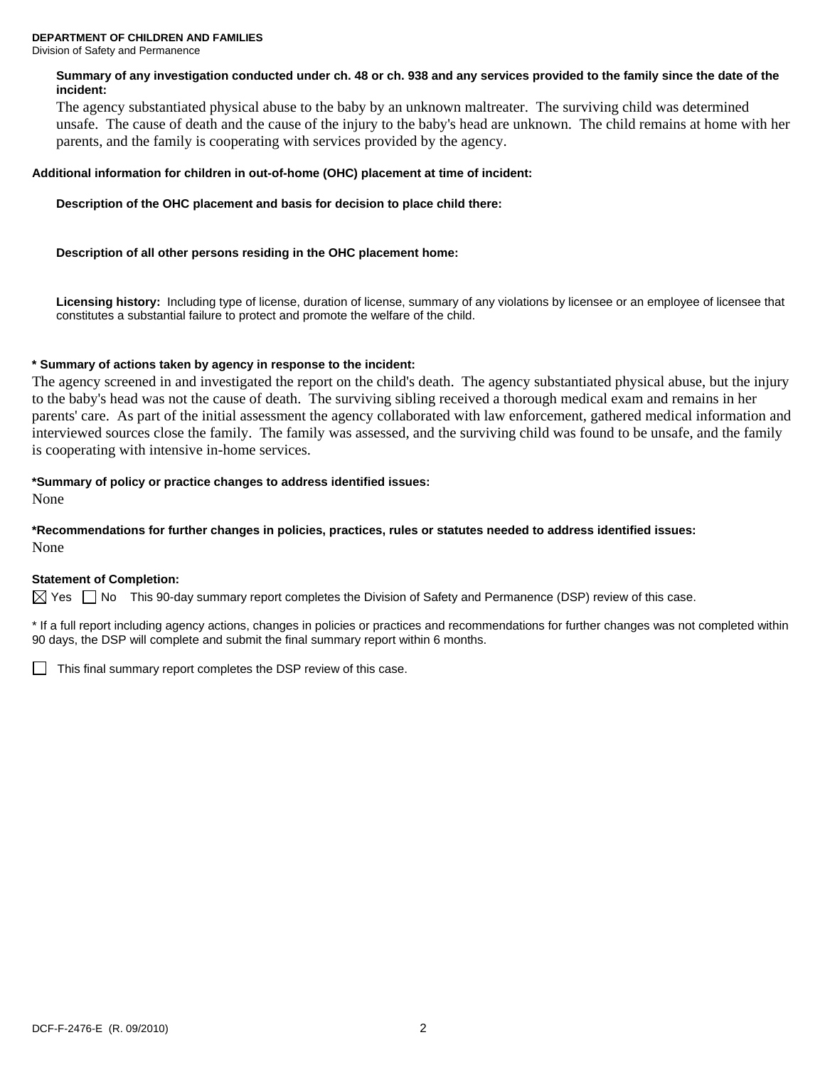**DEPARTMENT OF CHILDREN AND FAMILIES**
Division of Safety and Permanence

**Summary of any investigation conducted under ch. 48 or ch. 938 and any services provided to the family since the date of the incident:**

The agency substantiated physical abuse to the baby by an unknown maltreater. The surviving child was determined unsafe. The cause of death and the cause of the injury to the baby's head are unknown. The child remains at home with her parents, and the family is cooperating with services provided by the agency.

**Additional information for children in out-of-home (OHC) placement at time of incident:**

**Description of the OHC placement and basis for decision to place child there:**

**Description of all other persons residing in the OHC placement home:**

**Licensing history:** Including type of license, duration of license, summary of any violations by licensee or an employee of licensee that constitutes a substantial failure to protect and promote the welfare of the child.

**\* Summary of actions taken by agency in response to the incident:**

The agency screened in and investigated the report on the child's death. The agency substantiated physical abuse, but the injury to the baby's head was not the cause of death. The surviving sibling received a thorough medical exam and remains in her parents' care. As part of the initial assessment the agency collaborated with law enforcement, gathered medical information and interviewed sources close the family. The family was assessed, and the surviving child was found to be unsafe, and the family is cooperating with intensive in-home services.

**\*Summary of policy or practice changes to address identified issues:**

None

**\*Recommendations for further changes in policies, practices, rules or statutes needed to address identified issues:**

None

**Statement of Completion:**

☒ Yes ☐ No This 90-day summary report completes the Division of Safety and Permanence (DSP) review of this case.

\* If a full report including agency actions, changes in policies or practices and recommendations for further changes was not completed within 90 days, the DSP will complete and submit the final summary report within 6 months.

☐ This final summary report completes the DSP review of this case.

DCF-F-2476-E (R. 09/2010)